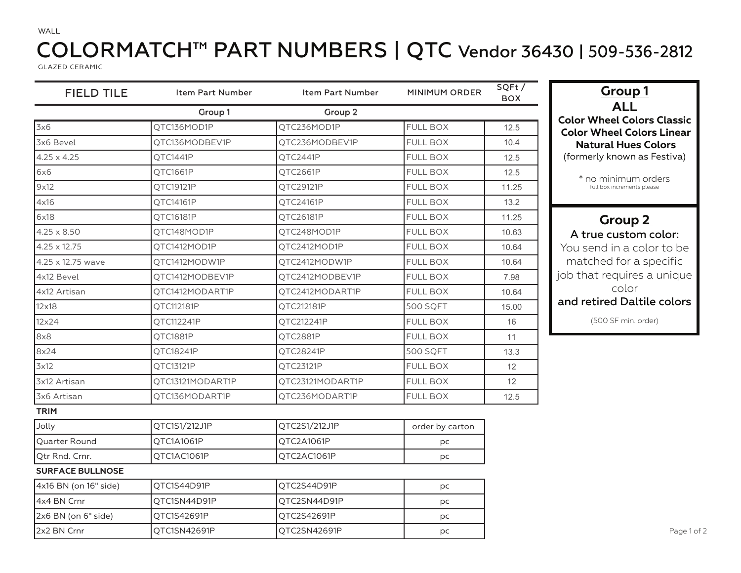WALL

# COLORMATCH™ PART NUMBERS | QTC Vendor 36430 | 509-536-2812

GLAZED CERAMIC

| FIELD TILE | Item Part Number | Item Part Number | MINIMUM ORDER | SQFt / BOX |
|---|---|---|---|---|
| | Group 1 | Group 2 | | |
| 3x6 | QTC136MOD1P | QTC236MOD1P | FULL BOX | 12.5 |
| 3x6 Bevel | QTC136MODBEV1P | QTC236MODBEV1P | FULL BOX | 10.4 |
| 4.25 x 4.25 | QTC1441P | QTC2441P | FULL BOX | 12.5 |
| 6x6 | QTC1661P | QTC2661P | FULL BOX | 12.5 |
| 9x12 | QTC19121P | QTC29121P | FULL BOX | 11.25 |
| 4x16 | QTC14161P | QTC24161P | FULL BOX | 13.2 |
| 6x18 | QTC16181P | QTC26181P | FULL BOX | 11.25 |
| 4.25 x 8.50 | QTC148MOD1P | QTC248MOD1P | FULL BOX | 10.63 |
| 4.25 x 12.75 | QTC1412MOD1P | QTC2412MOD1P | FULL BOX | 10.64 |
| 4.25 x 12.75 wave | QTC1412MODW1P | QTC2412MODW1P | FULL BOX | 10.64 |
| 4x12 Bevel | QTC1412MODBEV1P | QTC2412MODBEV1P | FULL BOX | 7.98 |
| 4x12 Artisan | QTC1412MODART1P | QTC2412MODART1P | FULL BOX | 10.64 |
| 12x18 | QTC112181P | QTC212181P | 500 SQFT | 15.00 |
| 12x24 | QTC112241P | QTC212241P | FULL BOX | 16 |
| 8x8 | QTC1881P | QTC2881P | FULL BOX | 11 |
| 8x24 | QTC18241P | QTC28241P | 500 SQFT | 13.3 |
| 3x12 | QTC13121P | QTC23121P | FULL BOX | 12 |
| 3x12 Artisan | QTC13121MODART1P | QTC23121MODART1P | FULL BOX | 12 |
| 3x6 Artisan | QTC136MODART1P | QTC236MODART1P | FULL BOX | 12.5 |

**TRIM**

| | | | |
|---|---|---|---|
| Jolly | QTC1S1/212J1P | QTC2S1/212J1P | order by carton |
| Quarter Round | QTC1A1061P | QTC2A1061P | pc |
| Qtr Rnd. Crnr. | QTC1AC1061P | QTC2AC1061P | pc |

**SURFACE BULLNOSE**

| | | | |
|---|---|---|---|
| 4x16 BN (on 16" side) | QTC1S44D91P | QTC2S44D91P | pc |
| 4x4 BN Crnr | QTC1SN44D91P | QTC2SN44D91P | pc |
| 2x6 BN (on 6" side) | QTC1S42691P | QTC2S42691P | pc |
| 2x2 BN Crnr | QTC1SN42691P | QTC2SN42691P | pc |

## Group 1

**ALL**

**Color Wheel Colors Classic**
**Color Wheel Colors Linear**
**Natural Hues Colors**
(formerly known as Festiva)

* no minimum orders
full box increments please

## Group 2

**A true custom color:**
You send in a color to be matched for a specific job that requires a unique color
**and retired Daltile colors**

(500 SF min. order)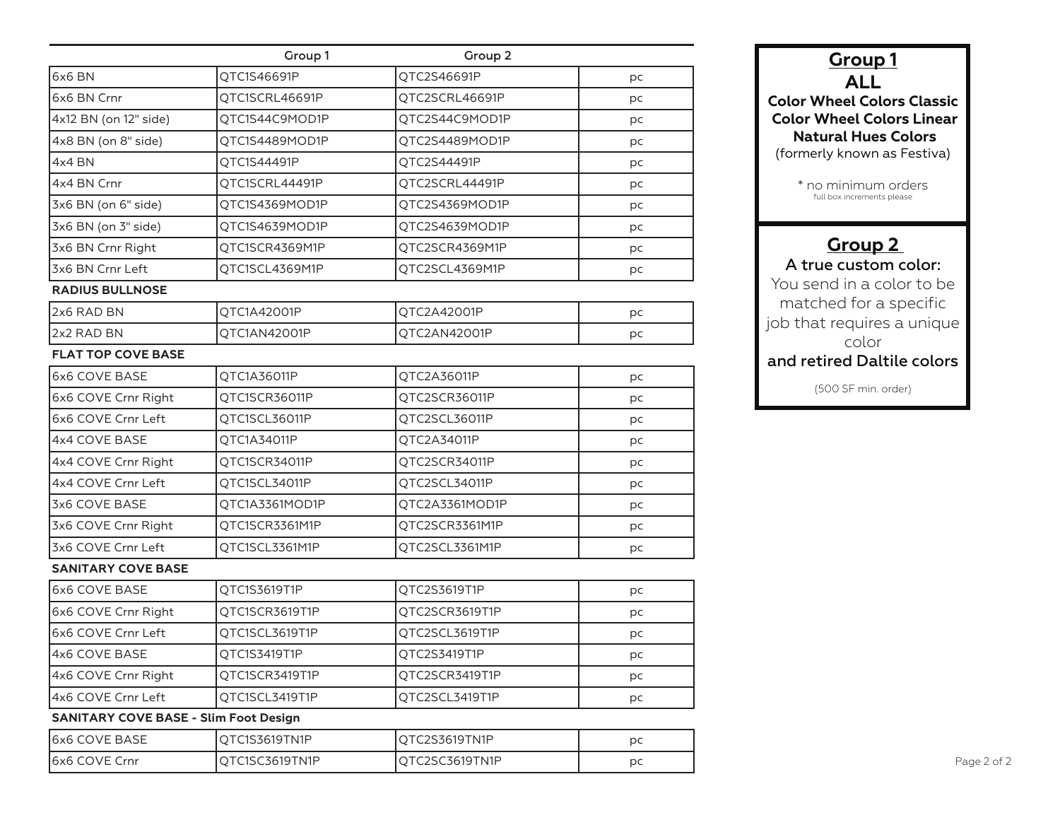| | Group 1 | Group 2 | |
|---|---|---|---|
| 6x6 BN | QTC1S46691P | QTC2S46691P | pc |
| 6x6 BN Crnr | QTC1SCRL46691P | QTC2SCRL46691P | pc |
| 4x12 BN (on 12" side) | QTC1S44C9MOD1P | QTC2S44C9MOD1P | pc |
| 4x8 BN (on 8" side) | QTC1S4489MOD1P | QTC2S4489MOD1P | pc |
| 4x4 BN | QTC1S44491P | QTC2S44491P | pc |
| 4x4 BN Crnr | QTC1SCRL44491P | QTC2SCRL44491P | pc |
| 3x6 BN (on 6" side) | QTC1S4369MOD1P | QTC2S4369MOD1P | pc |
| 3x6 BN (on 3" side) | QTC1S4639MOD1P | QTC2S4639MOD1P | pc |
| 3x6 BN Crnr Right | QTC1SCR4369M1P | QTC2SCR4369M1P | pc |
| 3x6 BN Crnr Left | QTC1SCL4369M1P | QTC2SCL4369M1P | pc |
| **RADIUS BULLNOSE** | | | |
| 2x6 RAD BN | QTC1A42001P | QTC2A42001P | pc |
| 2x2 RAD BN | QTC1AN42001P | QTC2AN42001P | pc |
| **FLAT TOP COVE BASE** | | | |
| 6x6 COVE BASE | QTC1A36011P | QTC2A36011P | pc |
| 6x6 COVE Crnr Right | QTC1SCR36011P | QTC2SCR36011P | pc |
| 6x6 COVE Crnr Left | QTC1SCL36011P | QTC2SCL36011P | pc |
| 4x4 COVE BASE | QTC1A34011P | QTC2A34011P | pc |
| 4x4 COVE Crnr Right | QTC1SCR34011P | QTC2SCR34011P | pc |
| 4x4 COVE Crnr Left | QTC1SCL34011P | QTC2SCL34011P | pc |
| 3x6 COVE BASE | QTC1A3361MOD1P | QTC2A3361MOD1P | pc |
| 3x6 COVE Crnr Right | QTC1SCR3361M1P | QTC2SCR3361M1P | pc |
| 3x6 COVE Crnr Left | QTC1SCL3361M1P | QTC2SCL3361M1P | pc |
| **SANITARY COVE BASE** | | | |
| 6x6 COVE BASE | QTC1S3619T1P | QTC2S3619T1P | pc |
| 6x6 COVE Crnr Right | QTC1SCR3619T1P | QTC2SCR3619T1P | pc |
| 6x6 COVE Crnr Left | QTC1SCL3619T1P | QTC2SCL3619T1P | pc |
| 4x6 COVE BASE | QTC1S3419T1P | QTC2S3419T1P | pc |
| 4x6 COVE Crnr Right | QTC1SCR3419T1P | QTC2SCR3419T1P | pc |
| 4x6 COVE Crnr Left | QTC1SCL3419T1P | QTC2SCL3419T1P | pc |
| **SANITARY COVE BASE - Slim Foot Design** | | | |
| 6x6 COVE BASE | QTC1S3619TN1P | QTC2S3619TN1P | pc |
| 6x6 COVE Crnr | QTC1SC3619TN1P | QTC2SC3619TN1P | pc |

## Group 1

**ALL**

**Color Wheel Colors Classic**
**Color Wheel Colors Linear**
**Natural Hues Colors**
(formerly known as Festiva)

* no minimum orders
full box increments please

## Group 2

A true custom color:
You send in a color to be matched for a specific job that requires a unique color
**and retired Daltile colors**

(500 SF min. order)